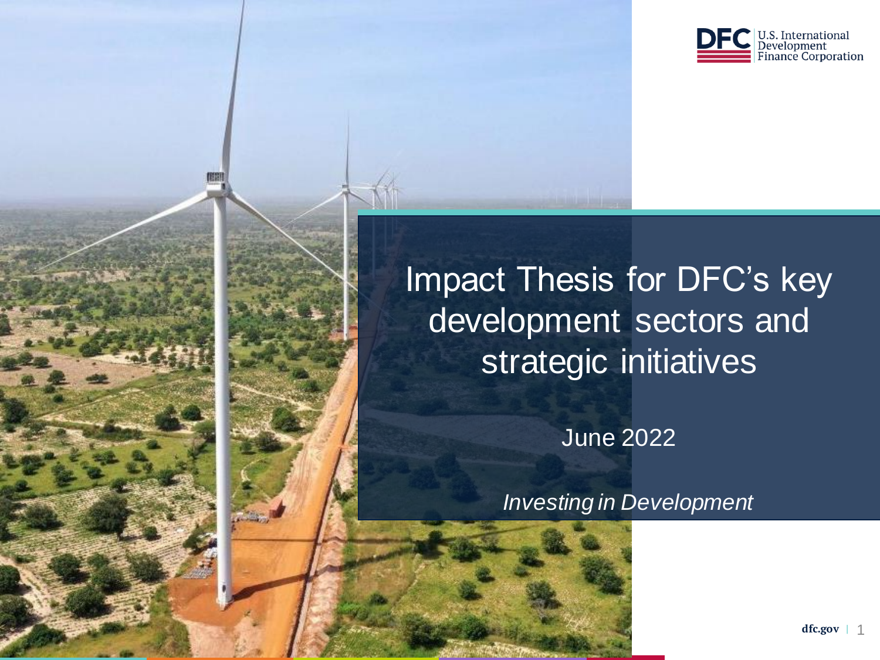U.S. International Development Finance Corporation

# Impact Thesis for DFC's key development sectors and strategic initiatives

June 2022

*Investing in Development*

dfc.gov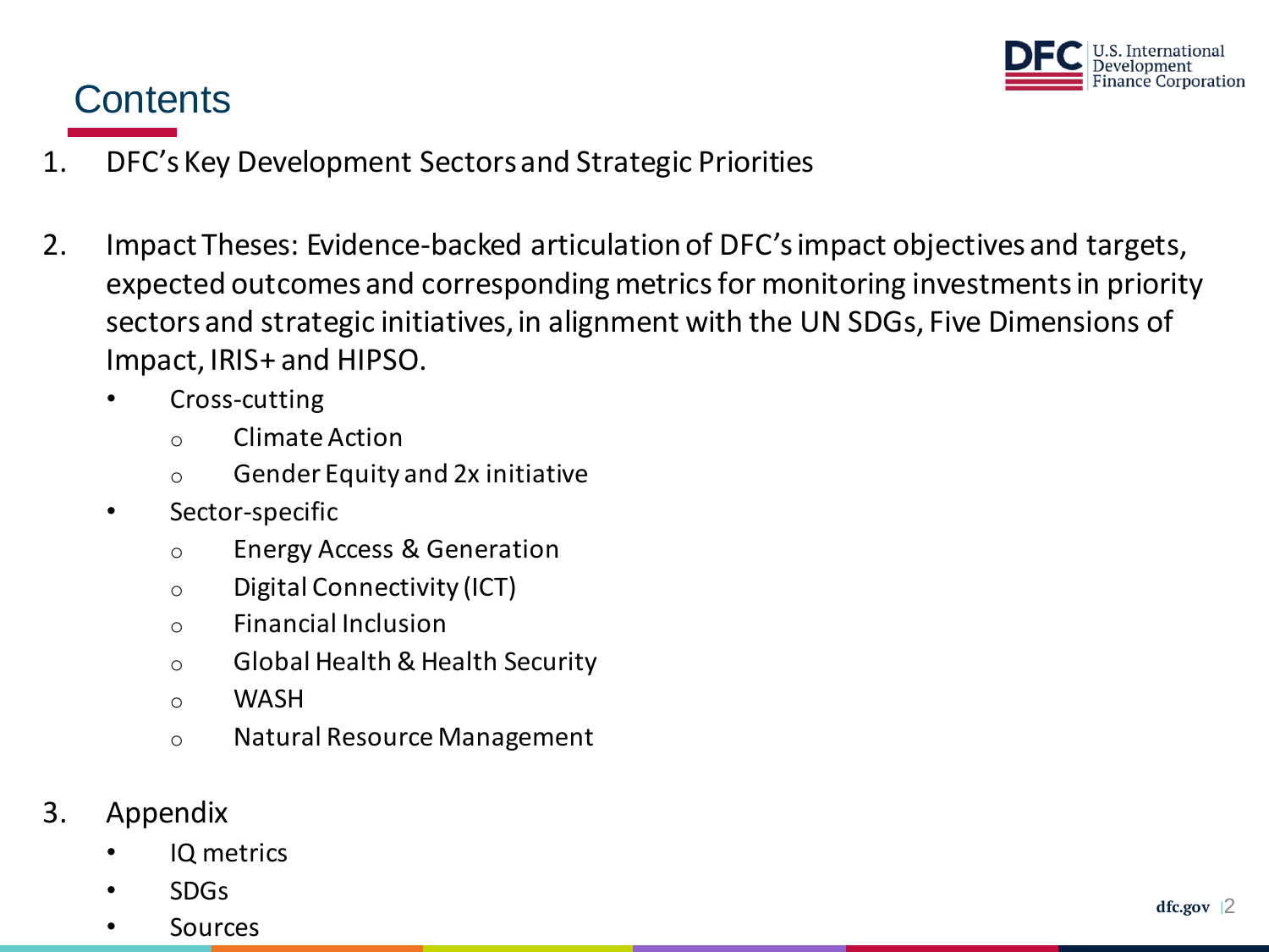# Contents

1. DFC's Key Development Sectors and Strategic Priorities

2. Impact Theses: Evidence-backed articulation of DFC's impact objectives and targets, expected outcomes and corresponding metrics for monitoring investments in priority sectors and strategic initiatives, in alignment with the UN SDGs, Five Dimensions of Impact, IRIS+ and HIPSO.
   - Cross-cutting
     - Climate Action
     - Gender Equity and 2x initiative
   - Sector-specific
     - Energy Access & Generation
     - Digital Connectivity (ICT)
     - Financial Inclusion
     - Global Health & Health Security
     - WASH
     - Natural Resource Management

3. Appendix
   - IQ metrics
   - SDGs
   - Sources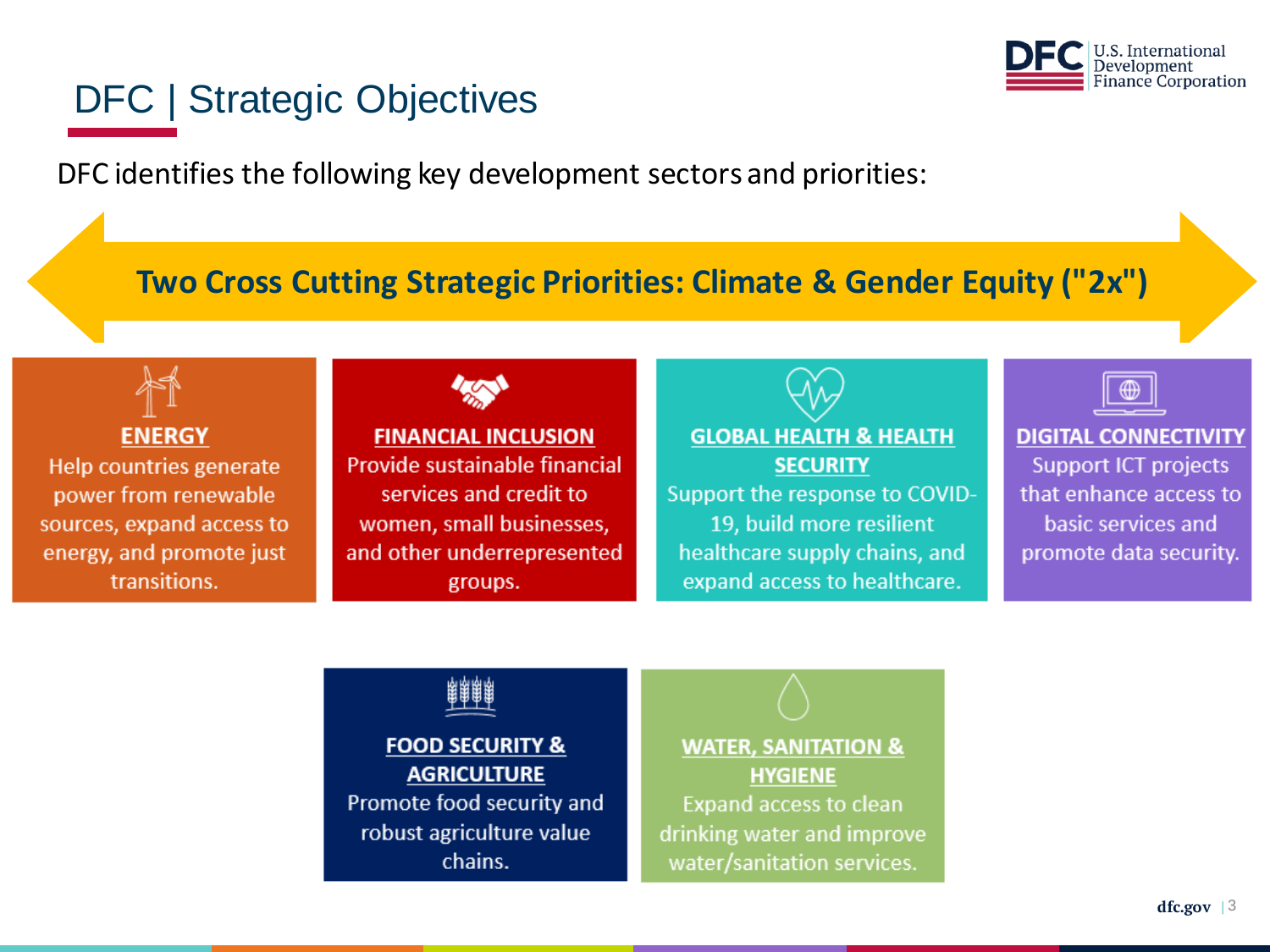# DFC | Strategic Objectives

DFC identifies the following key development sectors and priorities:

**Two Cross Cutting Strategic Priorities: Climate & Gender Equity ("2x")**

**ENERGY**
Help countries generate power from renewable sources, expand access to energy, and promote just transitions.

**FINANCIAL INCLUSION**
Provide sustainable financial services and credit to women, small businesses, and other underrepresented groups.

**GLOBAL HEALTH & HEALTH SECURITY**
Support the response to COVID-19, build more resilient healthcare supply chains, and expand access to healthcare.

**DIGITAL CONNECTIVITY**
Support ICT projects that enhance access to basic services and promote data security.

**FOOD SECURITY & AGRICULTURE**
Promote food security and robust agriculture value chains.

**WATER, SANITATION & HYGIENE**
Expand access to clean drinking water and improve water/sanitation services.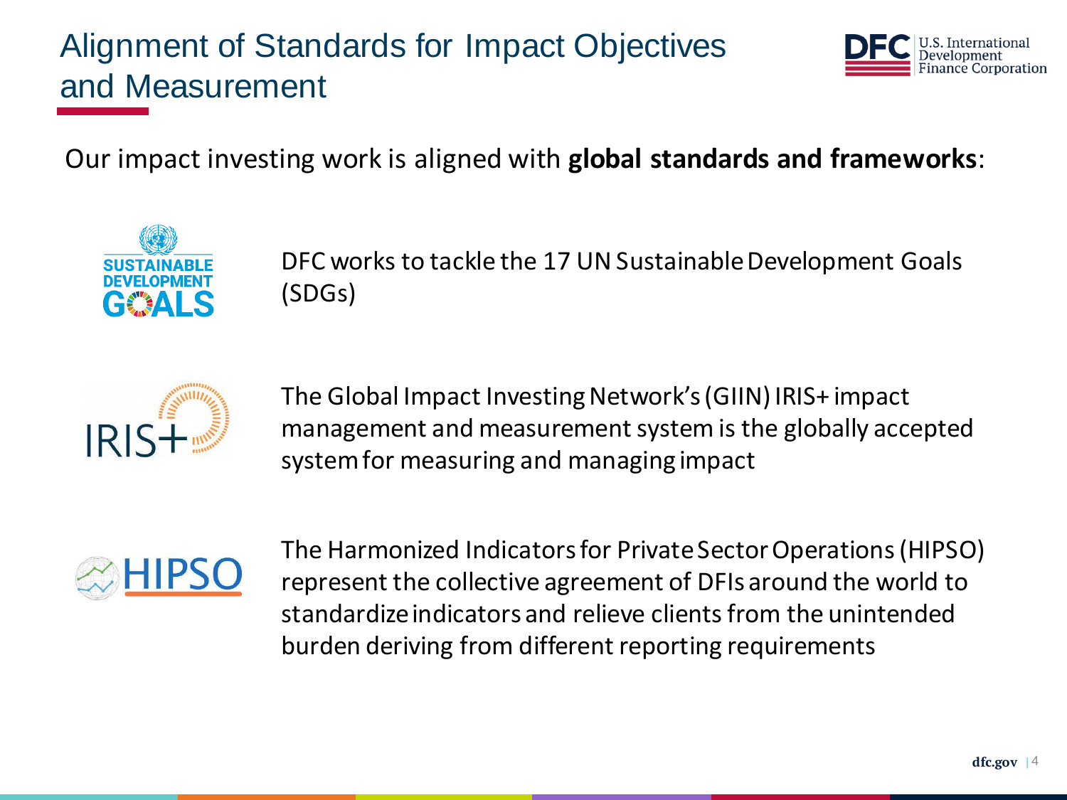# Alignment of Standards for Impact Objectives and Measurement

Our impact investing work is aligned with **global standards and frameworks**:

- DFC works to tackle the 17 UN Sustainable Development Goals (SDGs)

- The Global Impact Investing Network's (GIIN) IRIS+ impact management and measurement system is the globally accepted system for measuring and managing impact

- The Harmonized Indicators for Private Sector Operations (HIPSO) represent the collective agreement of DFIs around the world to standardize indicators and relieve clients from the unintended burden deriving from different reporting requirements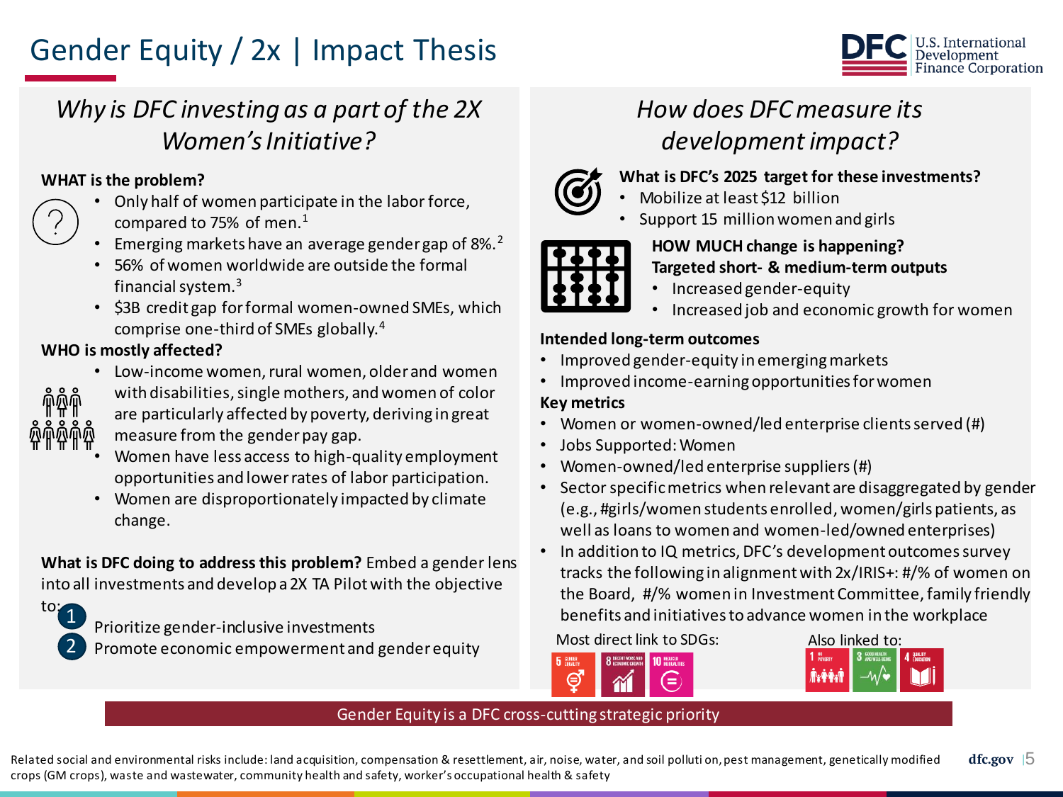# Gender Equity / 2x | Impact Thesis

## *Why is DFC investing as a part of the 2X Women's Initiative?*

**WHAT is the problem?**

- Only half of women participate in the labor force, compared to 75% of men.[1]
- Emerging markets have an average gender gap of 8%.[2]
- 56% of women worldwide are outside the formal financial system.[3]
- $3B credit gap for formal women-owned SMEs, which comprise one-third of SMEs globally.[4]

**WHO is mostly affected?**

- Low-income women, rural women, older and women with disabilities, single mothers, and women of color are particularly affected by poverty, deriving in great measure from the gender pay gap.
- Women have less access to high-quality employment opportunities and lower rates of labor participation.
- Women are disproportionately impacted by climate change.

**What is DFC doing to address this problem?** Embed a gender lens into all investments and develop a 2X TA Pilot with the objective to:

1. Prioritize gender-inclusive investments
2. Promote economic empowerment and gender equity

## *How does DFC measure its development impact?*

**What is DFC's 2025 target for these investments?**

- Mobilize at least $12 billion
- Support 15 million women and girls

**HOW MUCH change is happening?**
**Targeted short- & medium-term outputs**

- Increased gender-equity
- Increased job and economic growth for women

**Intended long-term outcomes**

- Improved gender-equity in emerging markets
- Improved income-earning opportunities for women

**Key metrics**

- Women or women-owned/led enterprise clients served (#)
- Jobs Supported: Women
- Women-owned/led enterprise suppliers (#)
- Sector specific metrics when relevant are disaggregated by gender (e.g., #girls/women students enrolled, women/girls patients, as well as loans to women and women-led/owned enterprises)
- In addition to IQ metrics, DFC's development outcomes survey tracks the following in alignment with 2x/IRIS+: #/% of women on the Board, #/% women in Investment Committee, family friendly benefits and initiatives to advance women in the workplace

Most direct link to SDGs: 5 Gender Equality; 8 Decent Work and Economic Growth; 10 Reduced Inequalities

Also linked to: 1 No Poverty; 3 Good Health and Well-Being; 4 Quality Education

Gender Equity is a DFC cross-cutting strategic priority

Related social and environmental risks include: land acquisition, compensation & resettlement, air, noise, water, and soil pollution, pest management, genetically modified crops (GM crops), waste and wastewater, community health and safety, worker's occupational health & safety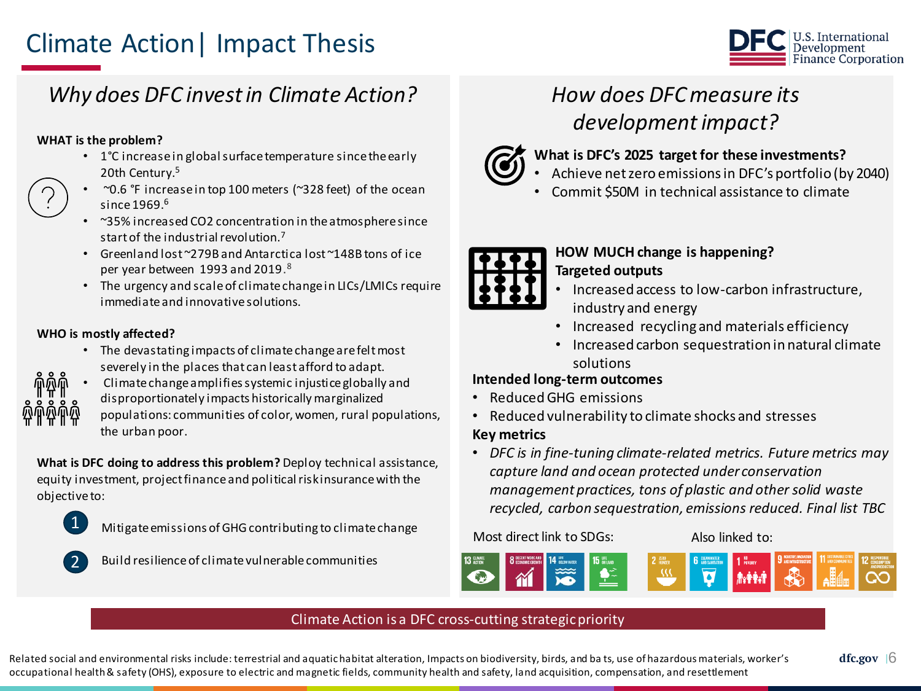# Climate Action | Impact Thesis

## Why does DFC invest in Climate Action?

**WHAT is the problem?**

- 1°C increase in global surface temperature since the early 20th Century.[5]
- ~0.6 °F increase in top 100 meters (~328 feet) of the ocean since 1969.[6]
- ~35% increased CO2 concentration in the atmosphere since start of the industrial revolution.[7]
- Greenland lost ~279B and Antarctica lost ~148B tons of ice per year between 1993 and 2019.[8]
- The urgency and scale of climate change in LICs/LMICs require immediate and innovative solutions.

**WHO is mostly affected?**

- The devastating impacts of climate change are felt most severely in the places that can least afford to adapt.
- Climate change amplifies systemic injustice globally and disproportionately impacts historically marginalized populations: communities of color, women, rural populations, the urban poor.

**What is DFC doing to address this problem?** Deploy technical assistance, equity investment, project finance and political risk insurance with the objective to:

1. Mitigate emissions of GHG contributing to climate change
2. Build resilience of climate vulnerable communities

## How does DFC measure its development impact?

**What is DFC's 2025 target for these investments?**

- Achieve net zero emissions in DFC's portfolio (by 2040)
- Commit $50M in technical assistance to climate

**HOW MUCH change is happening?**

**Targeted outputs**

- Increased access to low-carbon infrastructure, industry and energy
- Increased recycling and materials efficiency
- Increased carbon sequestration in natural climate solutions

**Intended long-term outcomes**

- Reduced GHG emissions
- Reduced vulnerability to climate shocks and stresses

**Key metrics**

- *DFC is in fine-tuning climate-related metrics. Future metrics may capture land and ocean protected under conservation management practices, tons of plastic and other solid waste recycled, carbon sequestration, emissions reduced. Final list TBC*

Most direct link to SDGs: 13 Climate Action, 8 Decent Work and Economic Growth, 14 Life Below Water, 15 Life on Land

Also linked to: 2 Zero Hunger, 6 Clean Water and Sanitation, 1 No Poverty, 9 Industry, Innovation and Infrastructure, 11 Sustainable Cities and Communities, 12 Responsible Consumption and Production

Climate Action is a DFC cross-cutting strategic priority

Related social and environmental risks include: terrestrial and aquatic habitat alteration, Impacts on biodiversity, birds, and bats, use of hazardous materials, worker's occupational health & safety (OHS), exposure to electric and magnetic fields, community health and safety, land acquisition, compensation, and resettlement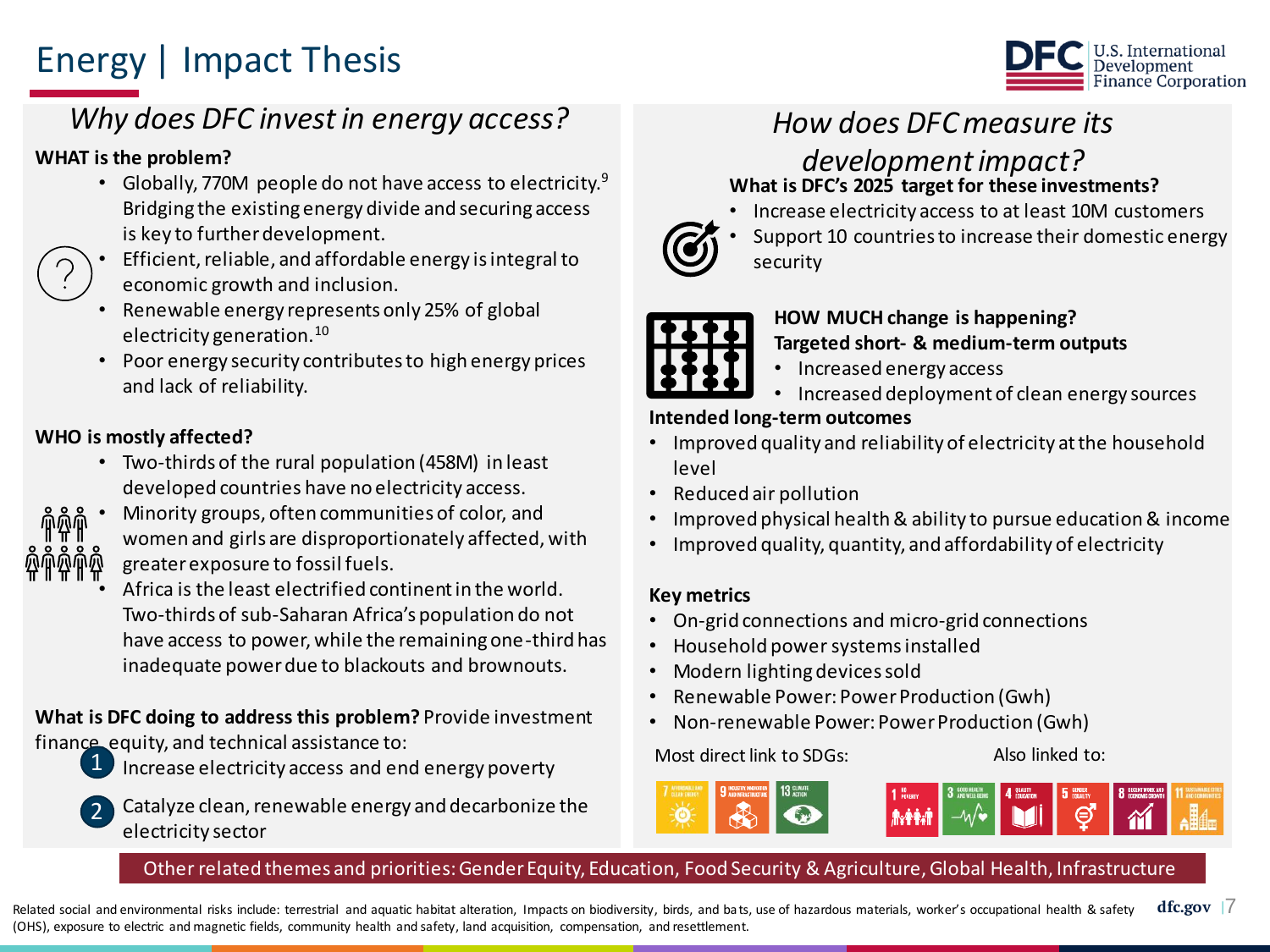# Energy | Impact Thesis

## *Why does DFC invest in energy access?*

**WHAT is the problem?**

- Globally, 770M people do not have access to electricity.[9] Bridging the existing energy divide and securing access is key to further development.
- Efficient, reliable, and affordable energy is integral to economic growth and inclusion.
- Renewable energy represents only 25% of global electricity generation.[10]
- Poor energy security contributes to high energy prices and lack of reliability.

**WHO is mostly affected?**

- Two-thirds of the rural population (458M) in least developed countries have no electricity access.
- Minority groups, often communities of color, and women and girls are disproportionately affected, with greater exposure to fossil fuels.
- Africa is the least electrified continent in the world. Two-thirds of sub-Saharan Africa's population do not have access to power, while the remaining one-third has inadequate power due to blackouts and brownouts.

**What is DFC doing to address this problem?** Provide investment finance, equity, and technical assistance to:

1. Increase electricity access and end energy poverty
2. Catalyze clean, renewable energy and decarbonize the electricity sector

## *How does DFC measure its development impact?*

**What is DFC's 2025 target for these investments?**

- Increase electricity access to at least 10M customers
- Support 10 countries to increase their domestic energy security

**HOW MUCH change is happening?**
**Targeted short- & medium-term outputs**

- Increased energy access
- Increased deployment of clean energy sources

**Intended long-term outcomes**

- Improved quality and reliability of electricity at the household level
- Reduced air pollution
- Improved physical health & ability to pursue education & income
- Improved quality, quantity, and affordability of electricity

**Key metrics**

- On-grid connections and micro-grid connections
- Household power systems installed
- Modern lighting devices sold
- Renewable Power: Power Production (Gwh)
- Non-renewable Power: Power Production (Gwh)

Most direct link to SDGs: 7 Affordable and Clean Energy; 9 Industry, Innovation and Infrastructure; 13 Climate Action

Also linked to: 1 No Poverty; 3 Good Health and Well-Being; 4 Quality Education; 5 Gender Equality; 8 Decent Work and Economic Growth; 11 Sustainable Cities and Communities

Other related themes and priorities: Gender Equity, Education, Food Security & Agriculture, Global Health, Infrastructure

Related social and environmental risks include: terrestrial and aquatic habitat alteration, Impacts on biodiversity, birds, and bats, use of hazardous materials, worker's occupational health & safety (OHS), exposure to electric and magnetic fields, community health and safety, land acquisition, compensation, and resettlement.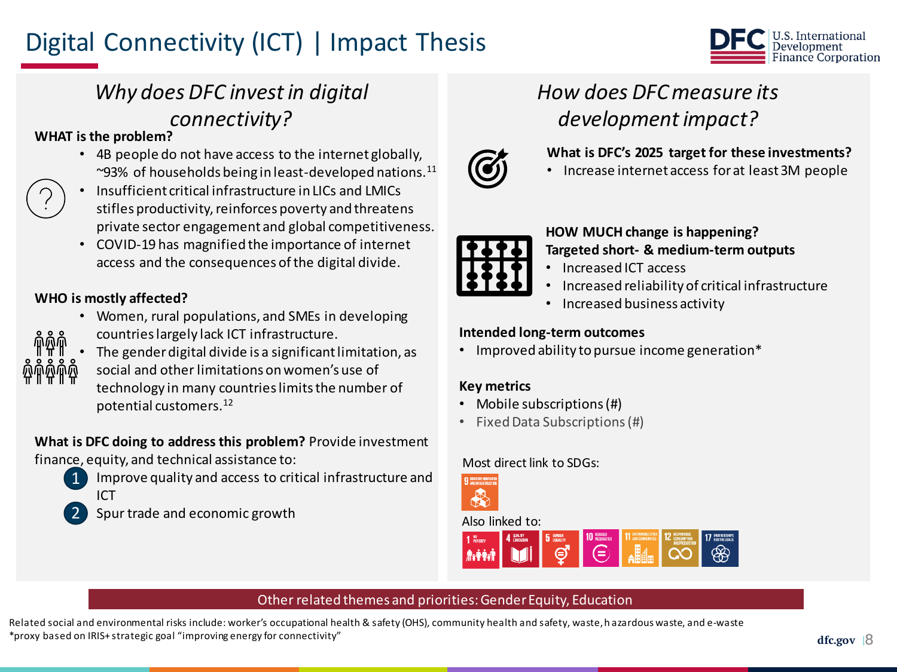# Digital Connectivity (ICT) | Impact Thesis

## *Why does DFC invest in digital connectivity?*

**WHAT is the problem?**

- 4B people do not have access to the internet globally, ~93% of households being in least-developed nations.[11]
- Insufficient critical infrastructure in LICs and LMICs stifles productivity, reinforces poverty and threatens private sector engagement and global competitiveness.
- COVID-19 has magnified the importance of internet access and the consequences of the digital divide.

**WHO is mostly affected?**

- Women, rural populations, and SMEs in developing countries largely lack ICT infrastructure.
- The gender digital divide is a significant limitation, as social and other limitations on women's use of technology in many countries limits the number of potential customers.[12]

**What is DFC doing to address this problem?** Provide investment finance, equity, and technical assistance to:

1. Improve quality and access to critical infrastructure and ICT
2. Spur trade and economic growth

## *How does DFC measure its development impact?*

**What is DFC's 2025 target for these investments?**

- Increase internet access for at least 3M people

**HOW MUCH change is happening?**
**Targeted short- & medium-term outputs**

- Increased ICT access
- Increased reliability of critical infrastructure
- Increased business activity

**Intended long-term outcomes**

- Improved ability to pursue income generation*

**Key metrics**

- Mobile subscriptions (#)
- Fixed Data Subscriptions (#)

Most direct link to SDGs:

9 Industry, Innovation and Infrastructure

Also linked to:

1 No Poverty; 4 Quality Education; 5 Gender Equality; 10 Reduced Inequalities; 11 Sustainable Cities and Communities; 12 Responsible Consumption and Production; 17 Partnerships for the Goals

Other related themes and priorities: Gender Equity, Education

Related social and environmental risks include: worker's occupational health & safety (OHS), community health and safety, waste, hazardous waste, and e-waste
*proxy based on IRIS+ strategic goal "improving energy for connectivity"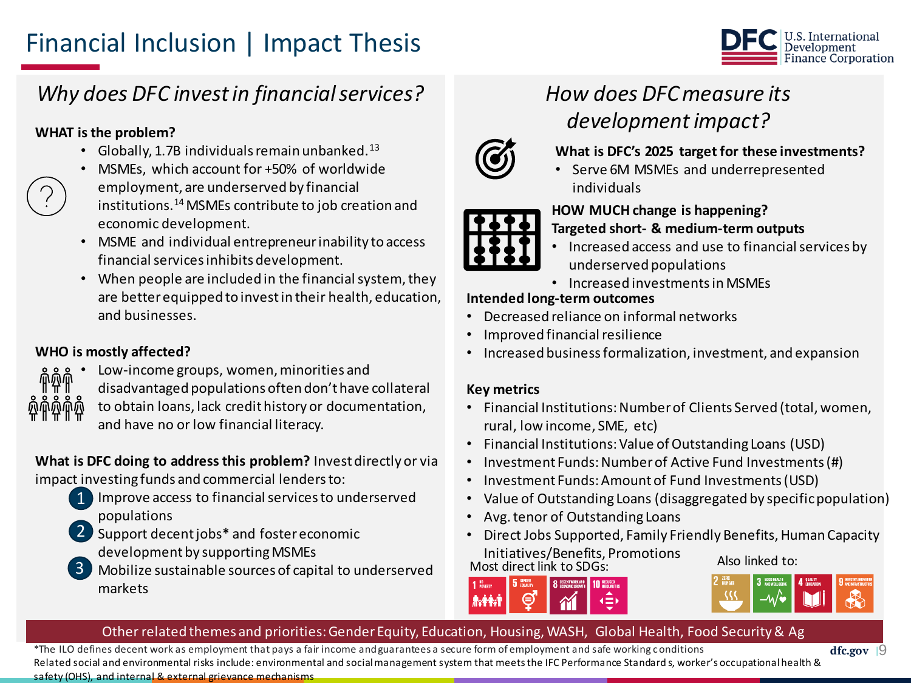# Financial Inclusion | Impact Thesis

## *Why does DFC invest in financial services?*

**WHAT is the problem?**

- Globally, 1.7B individuals remain unbanked.[13]
- MSMEs, which account for +50% of worldwide employment, are underserved by financial institutions.[14] MSMEs contribute to job creation and economic development.
- MSME and individual entrepreneur inability to access financial services inhibits development.
- When people are included in the financial system, they are better equipped to invest in their health, education, and businesses.

**WHO is mostly affected?**

- Low-income groups, women, minorities and disadvantaged populations often don't have collateral to obtain loans, lack credit history or documentation, and have no or low financial literacy.

**What is DFC doing to address this problem?** Invest directly or via impact investing funds and commercial lenders to:

1. Improve access to financial services to underserved populations
2. Support decent jobs* and foster economic development by supporting MSMEs
3. Mobilize sustainable sources of capital to underserved markets

## *How does DFC measure its development impact?*

**What is DFC's 2025 target for these investments?**

- Serve 6M MSMEs and underrepresented individuals

**HOW MUCH change is happening?**

**Targeted short- & medium-term outputs**

- Increased access and use to financial services by underserved populations
- Increased investments in MSMEs

**Intended long-term outcomes**

- Decreased reliance on informal networks
- Improved financial resilience
- Increased business formalization, investment, and expansion

**Key metrics**

- Financial Institutions: Number of Clients Served (total, women, rural, low income, SME, etc)
- Financial Institutions: Value of Outstanding Loans (USD)
- Investment Funds: Number of Active Fund Investments (#)
- Investment Funds: Amount of Fund Investments (USD)
- Value of Outstanding Loans (disaggregated by specific population)
- Avg. tenor of Outstanding Loans
- Direct Jobs Supported, Family Friendly Benefits, Human Capacity Initiatives/Benefits, Promotions

Most direct link to SDGs: 1 No Poverty, 5 Gender Equality, 8 Decent Work and Economic Growth, 10 Reduced Inequalities

Also linked to: 2 Zero Hunger, 3 Good Health and Well-Being, 4 Quality Education, 9 Industry, Innovation and Infrastructure

Other related themes and priorities: Gender Equity, Education, Housing, WASH, Global Health, Food Security & Ag

*The ILO defines decent work as employment that pays a fair income and guarantees a secure form of employment and safe working conditions

Related social and environmental risks include: environmental and social management system that meets the IFC Performance Standards, worker's occupational health & safety (OHS), and internal & external grievance mechanisms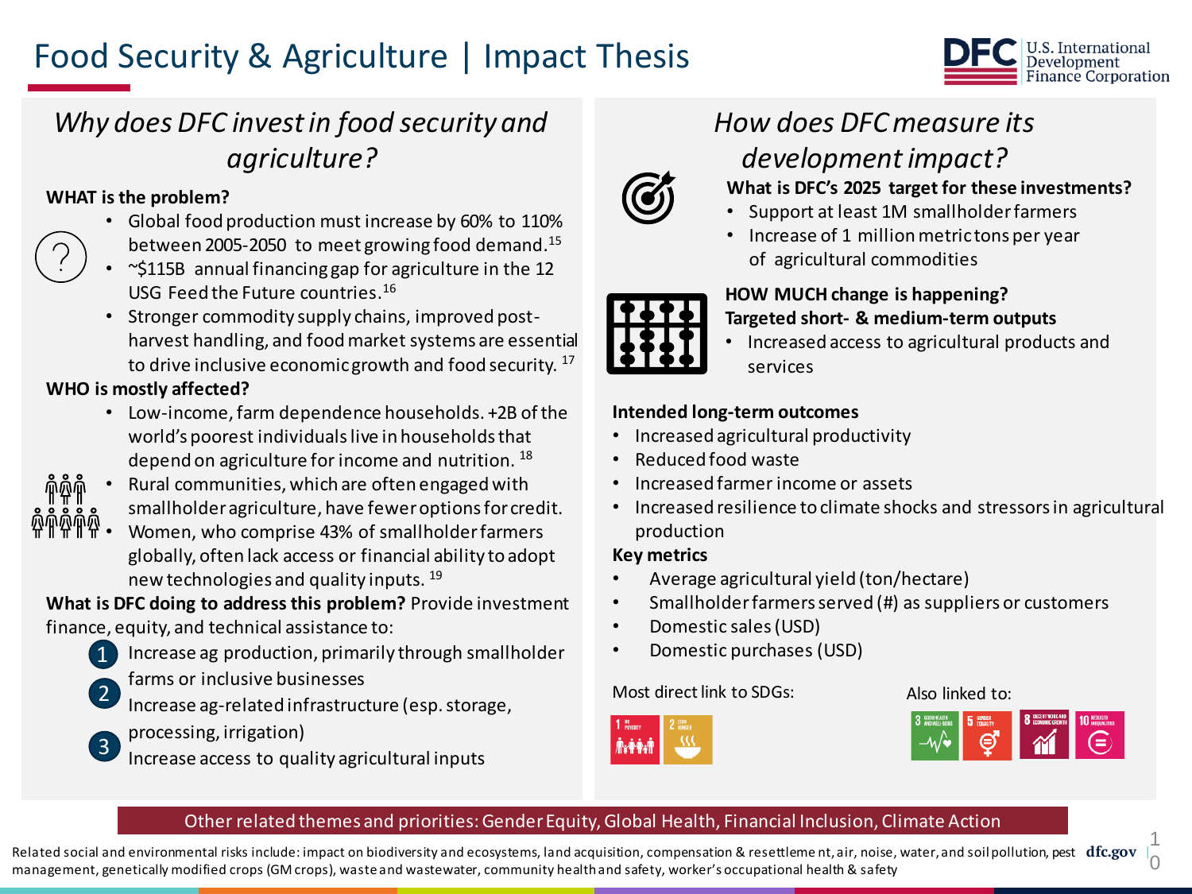# Food Security & Agriculture | Impact Thesis

## *Why does DFC invest in food security and agriculture?*

**WHAT is the problem?**

- Global food production must increase by 60% to 110% between 2005-2050 to meet growing food demand.[15]
- ~$115B annual financing gap for agriculture in the 12 USG Feed the Future countries.[16]
- Stronger commodity supply chains, improved post-harvest handling, and food market systems are essential to drive inclusive economic growth and food security.[17]

**WHO is mostly affected?**

- Low-income, farm dependence households. +2B of the world's poorest individuals live in households that depend on agriculture for income and nutrition.[18]
- Rural communities, which are often engaged with smallholder agriculture, have fewer options for credit.
- Women, who comprise 43% of smallholder farmers globally, often lack access or financial ability to adopt new technologies and quality inputs.[19]

**What is DFC doing to address this problem?** Provide investment finance, equity, and technical assistance to:

1. Increase ag production, primarily through smallholder farms or inclusive businesses
2. Increase ag-related infrastructure (esp. storage, processing, irrigation)
3. Increase access to quality agricultural inputs

## *How does DFC measure its development impact?*

**What is DFC's 2025 target for these investments?**

- Support at least 1M smallholder farmers
- Increase of 1 million metric tons per year of agricultural commodities

**HOW MUCH change is happening?**
**Targeted short- & medium-term outputs**

- Increased access to agricultural products and services

**Intended long-term outcomes**

- Increased agricultural productivity
- Reduced food waste
- Increased farmer income or assets
- Increased resilience to climate shocks and stressors in agricultural production

**Key metrics**

- Average agricultural yield (ton/hectare)
- Smallholder farmers served (#) as suppliers or customers
- Domestic sales (USD)
- Domestic purchases (USD)

Most direct link to SDGs: 1 No Poverty, 2 Zero Hunger

Also linked to: 3 Good Health and Well-Being, 5 Gender Equality, 8 Decent Work and Economic Growth, 10 Reduced Inequalities

Other related themes and priorities: Gender Equity, Global Health, Financial Inclusion, Climate Action

Related social and environmental risks include: impact on biodiversity and ecosystems, land acquisition, compensation & resettlement, air, noise, water, and soil pollution, pest management, genetically modified crops (GM crops), waste and wastewater, community health and safety, worker's occupational health & safety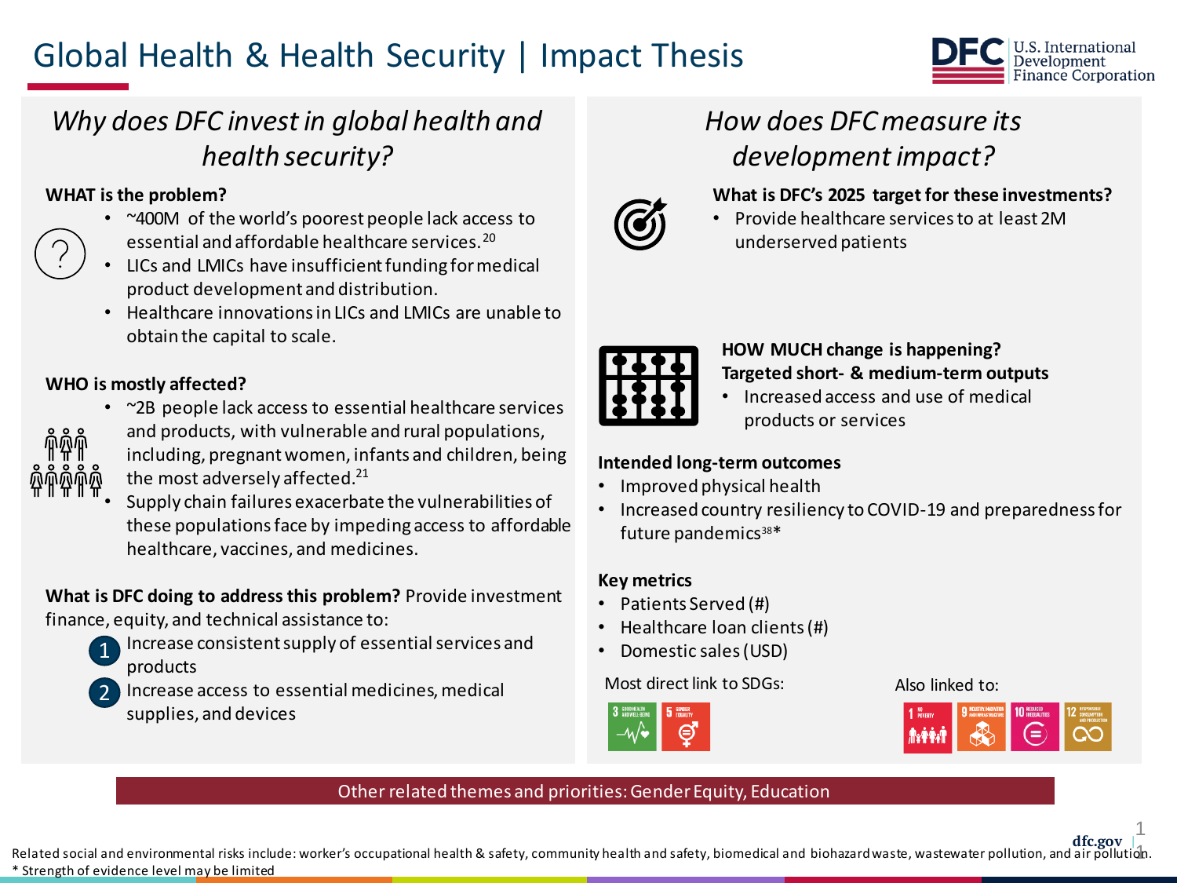# Global Health & Health Security | Impact Thesis

## *Why does DFC invest in global health and health security?*

**WHAT is the problem?**

- ~400M of the world's poorest people lack access to essential and affordable healthcare services.[20]
- LICs and LMICs have insufficient funding for medical product development and distribution.
- Healthcare innovations in LICs and LMICs are unable to obtain the capital to scale.

**WHO is mostly affected?**

- ~2B people lack access to essential healthcare services and products, with vulnerable and rural populations, including, pregnant women, infants and children, being the most adversely affected.[21]
- Supply chain failures exacerbate the vulnerabilities of these populations face by impeding access to affordable healthcare, vaccines, and medicines.

**What is DFC doing to address this problem?** Provide investment finance, equity, and technical assistance to:

1. Increase consistent supply of essential services and products
2. Increase access to essential medicines, medical supplies, and devices

## *How does DFC measure its development impact?*

**What is DFC's 2025 target for these investments?**

- Provide healthcare services to at least 2M underserved patients

**HOW MUCH change is happening?**
**Targeted short- & medium-term outputs**

- Increased access and use of medical products or services

**Intended long-term outcomes**

- Improved physical health
- Increased country resiliency to COVID-19 and preparedness for future pandemics[38]*

**Key metrics**

- Patients Served (#)
- Healthcare loan clients (#)
- Domestic sales (USD)

Most direct link to SDGs: 3 Good Health and Well-Being; 5 Gender Equality

Also linked to: 1 No Poverty; 9 Industry, Innovation and Infrastructure; 10 Reduced Inequalities; 12 Responsible Consumption and Production

Other related themes and priorities: Gender Equity, Education

Related social and environmental risks include: worker's occupational health & safety, community health and safety, biomedical and biohazard waste, wastewater pollution, and air pollution.

\* Strength of evidence level may be limited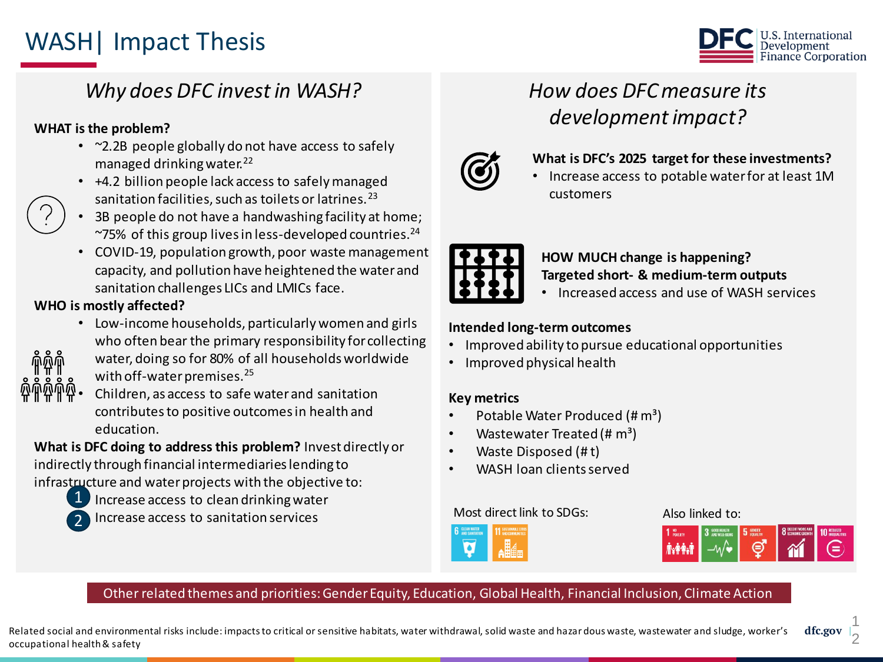# WASH| Impact Thesis

## *Why does DFC invest in WASH?*

**WHAT is the problem?**

- ~2.2B people globally do not have access to safely managed drinking water.[22]
- +4.2 billion people lack access to safely managed sanitation facilities, such as toilets or latrines.[23]
- 3B people do not have a handwashing facility at home; ~75% of this group lives in less-developed countries.[24]
- COVID-19, population growth, poor waste management capacity, and pollution have heightened the water and sanitation challenges LICs and LMICs face.

**WHO is mostly affected?**

- Low-income households, particularly women and girls who often bear the primary responsibility for collecting water, doing so for 80% of all households worldwide with off-water premises.[25]
- Children, as access to safe water and sanitation contributes to positive outcomes in health and education.

**What is DFC doing to address this problem?** Invest directly or indirectly through financial intermediaries lending to infrastructure and water projects with the objective to:

1. Increase access to clean drinking water
2. Increase access to sanitation services

## *How does DFC measure its development impact?*

**What is DFC's 2025 target for these investments?**

- Increase access to potable water for at least 1M customers

**HOW MUCH change is happening?**
**Targeted short- & medium-term outputs**

- Increased access and use of WASH services

**Intended long-term outcomes**

- Improved ability to pursue educational opportunities
- Improved physical health

**Key metrics**

- Potable Water Produced (# m³)
- Wastewater Treated (# m³)
- Waste Disposed (# t)
- WASH loan clients served

Most direct link to SDGs: 6 Clean Water and Sanitation; 11 Sustainable Cities and Communities

Also linked to: 1 No Poverty; 3 Good Health and Well-Being; 5 Gender Equality; 8 Decent Work and Economic Growth; 10 Reduced Inequalities

Other related themes and priorities: Gender Equity, Education, Global Health, Financial Inclusion, Climate Action

Related social and environmental risks include: impacts to critical or sensitive habitats, water withdrawal, solid waste and hazardous waste, wastewater and sludge, worker's occupational health & safety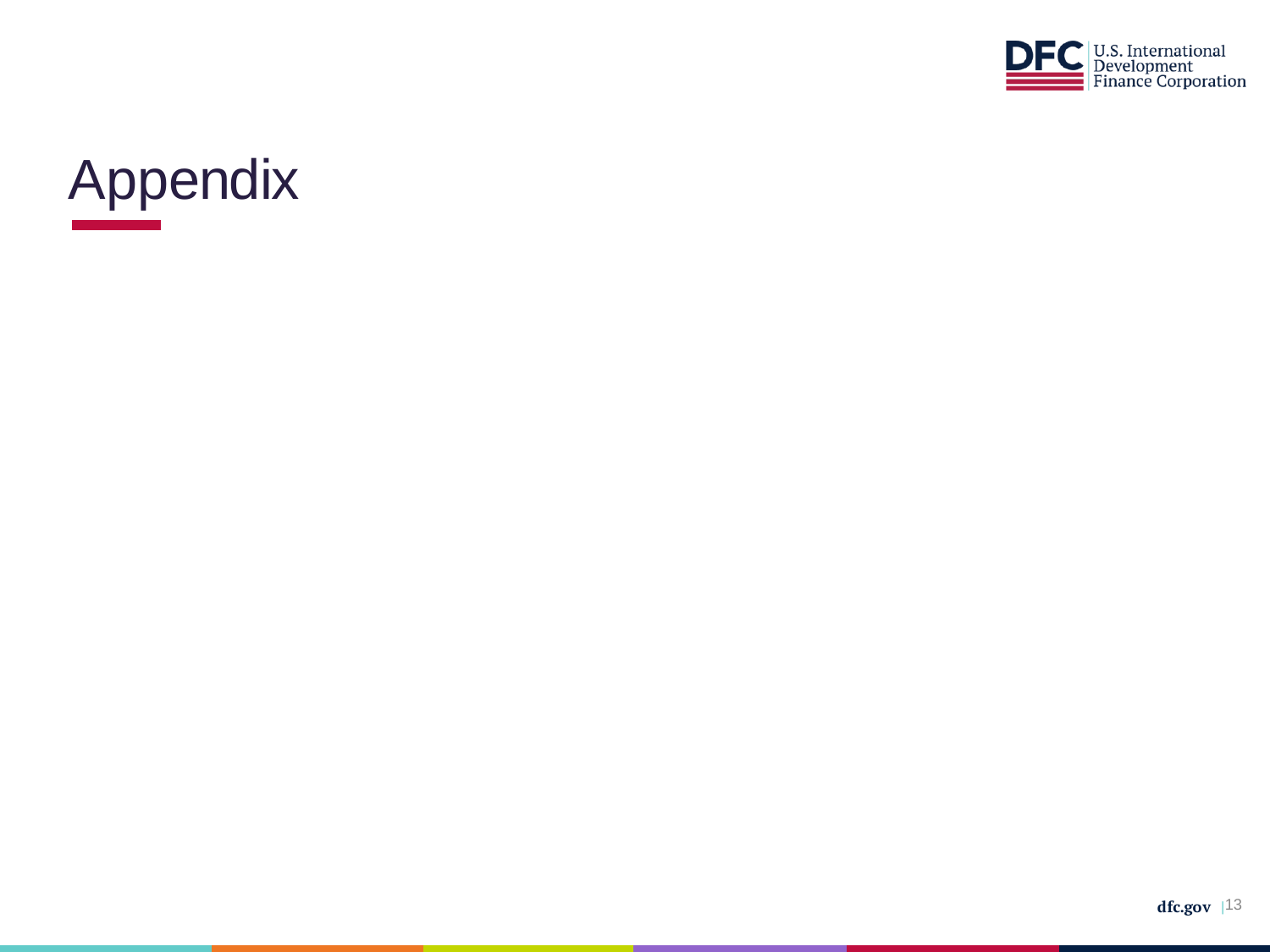# Appendix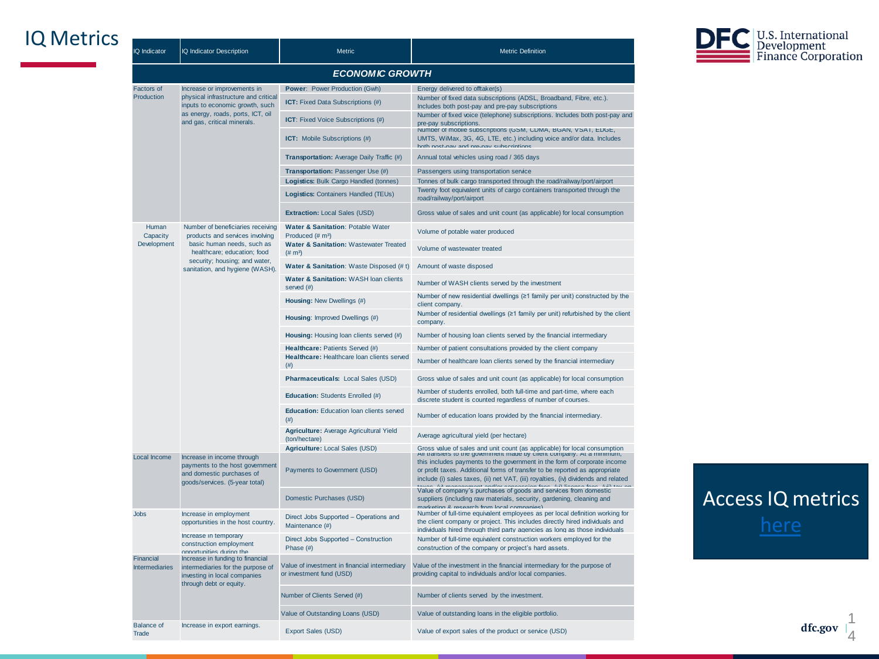# IQ Metrics

| IQ Indicator | IQ Indicator Description | Metric | Metric Definition |
|---|---|---|---|
| ***ECONOMIC GROWTH*** | | | |
| Factors of Production | Increase or improvements in physical infrastructure and critical inputs to economic growth, such as energy, roads, ports, ICT, oil and gas, critical minerals. | **Power**: Power Production (Gwh) | Energy delivered to offtaker(s) |
| | | **ICT:** Fixed Data Subscriptions (#) | Number of fixed data subscriptions (ADSL, Broadband, Fibre, etc.). Includes both post-pay and pre-pay subscriptions |
| | | **ICT**: Fixed Voice Subscriptions (#) | Number of fixed voice (telephone) subscriptions. Includes both post-pay and pre-pay subscriptions. |
| | | **ICT**: Mobile Subscriptions (#) | Number of mobile subscriptions (GSM, CDMA, BGAN, VSAT, EDGE, UMTS, WiMax, 3G, 4G, LTE, etc.) including voice and/or data. Includes both post-pay and pre-pay subscriptions |
| | | **Transportation:** Average Daily Traffic (#) | Annual total vehicles using road / 365 days |
| | | **Transportation:** Passenger Use (#) | Passengers using transportation service |
| | | **Logistics:** Bulk Cargo Handled (tonnes) | Tonnes of bulk cargo transported through the road/railway/port/airport |
| | | **Logistics:** Containers Handled (TEUs) | Twenty foot equivalent units of cargo containers transported through the road/railway/port/airport |
| | | **Extraction:** Local Sales (USD) | Gross value of sales and unit count (as applicable) for local consumption |
| Human Capacity Development | Number of beneficiaries receiving products and services involving basic human needs, such as healthcare; education; food security; housing; and water, sanitation, and hygiene (WASH). | **Water & Sanitation**: Potable Water Produced (# m³) | Volume of potable water produced |
| | | **Water & Sanitation:** Wastewater Treated (# m³) | Volume of wastewater treated |
| | | **Water & Sanitation**: Waste Disposed (# t) | Amount of waste disposed |
| | | **Water & Sanitation:** WASH loan clients served (#) | Number of WASH clients served by the investment |
| | | **Housing:** New Dwellings (#) | Number of new residential dwellings (≥1 family per unit) constructed by the client company. |
| | | **Housing**: Improved Dwellings (#) | Number of residential dwellings (≥1 family per unit) refurbished by the client company. |
| | | **Housing:** Housing loan clients served (#) | Number of housing loan clients served by the financial intermediary |
| | | **Healthcare:** Patients Served (#) | Number of patient consultations provided by the client company |
| | | **Healthcare:** Healthcare loan clients served (#) | Number of healthcare loan clients served by the financial intermediary |
| | | **Pharmaceuticals:** Local Sales (USD) | Gross value of sales and unit count (as applicable) for local consumption |
| | | **Education:** Students Enrolled (#) | Number of students enrolled, both full-time and part-time, where each discrete student is counted regardless of number of courses. |
| | | **Education:** Education loan clients served (#) | Number of education loans provided by the financial intermediary. |
| | | **Agriculture:** Average Agricultural Yield (ton/hectare) | Average agricultural yield (per hectare) |
| | | **Agriculture:** Local Sales (USD) | Gross value of sales and unit count (as applicable) for local consumption |
| Local Income | Increase in income through payments to the host government and domestic purchases of goods/services. (5-year total) | Payments to Government (USD) | All transfers to the government made by client company. At a minimum, this includes payments to the government in the form of corporate income or profit taxes. Additional forms of transfer to be reported as appropriate include (i) sales taxes, (ii) net VAT, (iii) royalties, (iv) dividends and related taxes, (v) management and/or concession fees, (vi) license fees, (vii) tax on |
| | | Domestic Purchases (USD) | Value of company's purchases of goods and services from domestic suppliers (including raw materials, security, gardening, cleaning and marketing & research from local companies) |
| Jobs | Increase in employment opportunities in the host country. | Direct Jobs Supported – Operations and Maintenance (#) | Number of full-time equivalent employees as per local definition working for the client company or project. This includes directly hired individuals and individuals hired through third party agencies as long as those individuals |
| | Increase in temporary construction employment opportunities during the | Direct Jobs Supported – Construction Phase (#) | Number of full-time equivalent construction workers employed for the construction of the company or project's hard assets. |
| Financial Intermediaries | Increase in funding to financial intermediaries for the purpose of investing in local companies through debt or equity. | Value of investment in financial intermediary or investment fund (USD) | Value of the investment in the financial intermediary for the purpose of providing capital to individuals and/or local companies. |
| | | Number of Clients Served (#) | Number of clients served by the investment. |
| | | Value of Outstanding Loans (USD) | Value of outstanding loans in the eligible portfolio. |
| Balance of Trade | Increase in export earnings. | Export Sales (USD) | Value of export sales of the product or service (USD) |

Access IQ metrics here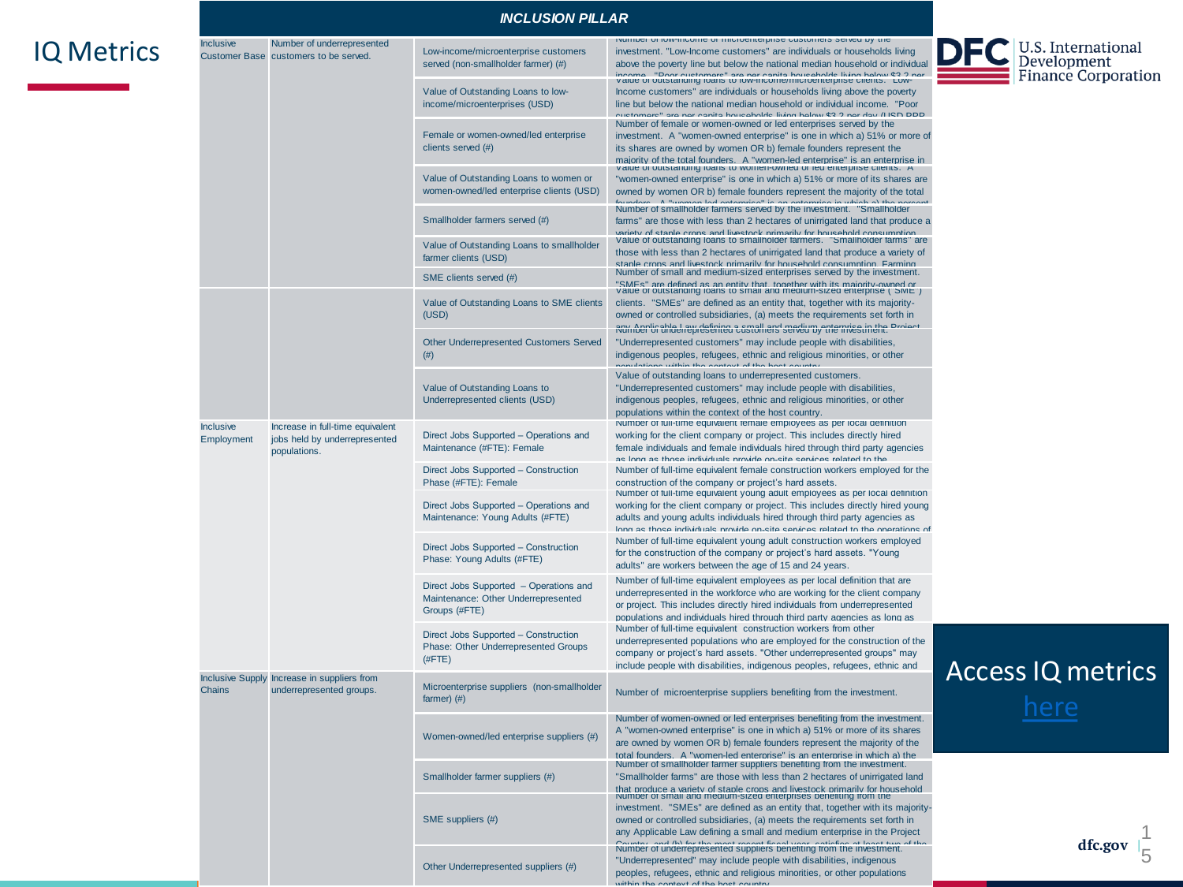# IQ Metrics

## INCLUSION PILLAR

| | | | |
|---|---|---|---|
| Inclusive Customer Base | Number of underrepresented customers to be served. | Low-income/microenterprise customers served (non-smallholder farmer) (#) | Number of low-income or microenterprise customers served by the investment. "Low-Income customers" are individuals or households living above the poverty line but below the national median household or individual income. "Poor customers" are per capita households living below $3.2 per |
| | | Value of Outstanding Loans to low-income/microenterprises (USD) | Value of outstanding loans to low-income/microenterprise clients. "Low-Income customers" are individuals or households living above the poverty line but below the national median household or individual income. "Poor customers" are per capita households living below $3.2 per day (USD PPP |
| | | Female or women-owned/led enterprise clients served (#) | Number of female or women-owned or led enterprises served by the investment. A "women-owned enterprise" is one in which a) 51% or more of its shares are owned by women OR b) female founders represent the majority of the total founders. A "women-led enterprise" is an enterprise in |
| | | Value of Outstanding Loans to women or women-owned/led enterprise clients (USD) | Value of outstanding loans to women-owned or led enterprise clients. A "women-owned enterprise" is one in which a) 51% or more of its shares are owned by women OR b) female founders represent the majority of the total founders. A "women-led enterprise" is an enterprise in which a) the percent |
| | | Smallholder farmers served (#) | Number of smallholder farmers served by the investment. "Smallholder farms" are those with less than 2 hectares of unirrigated land that produce a variety of staple crops and livestock primarily for household consumption |
| | | Value of Outstanding Loans to smallholder farmer clients (USD) | Value of outstanding loans to smallholder farmers. "Smallholder farms" are those with less than 2 hectares of unirrigated land that produce a variety of staple crops and livestock primarily for household consumption. Farming |
| | | SME clients served (#) | Number of small and medium-sized enterprises served by the investment. "SMEs" are defined as an entity that, together with its majority-owned or |
| | | Value of Outstanding Loans to SME clients (USD) | Value of outstanding loans to small and medium-sized enterprise ("SME") clients. "SMEs" are defined as an entity that, together with its majority-owned or controlled subsidiaries, (a) meets the requirements set forth in any Applicable Law defining a small and medium enterprise in the Project |
| | | Other Underrepresented Customers Served (#) | Number of underrepresented customers served by the investment. "Underrepresented customers" may include people with disabilities, indigenous peoples, refugees, ethnic and religious minorities, or other populations within the context of the host country. |
| | | Value of Outstanding Loans to Underrepresented clients (USD) | Value of outstanding loans to underrepresented customers. "Underrepresented customers" may include people with disabilities, indigenous peoples, refugees, ethnic and religious minorities, or other populations within the context of the host country. |
| Inclusive Employment | Increase in full-time equivalent jobs held by underrepresented populations. | Direct Jobs Supported – Operations and Maintenance (#FTE): Female | Number of full-time equivalent female employees as per local definition working for the client company or project. This includes directly hired female individuals and female individuals hired through third party agencies as long as those individuals provide on-site services related to the |
| | | Direct Jobs Supported – Construction Phase (#FTE): Female | Number of full-time equivalent female construction workers employed for the construction of the company or project's hard assets. |
| | | Direct Jobs Supported – Operations and Maintenance: Young Adults (#FTE) | Number of full-time equivalent young adult employees as per local definition working for the client company or project. This includes directly hired young adults and young adults individuals hired through third party agencies as long as those individuals provide on-site services related to the operations of |
| | | Direct Jobs Supported – Construction Phase: Young Adults (#FTE) | Number of full-time equivalent young adult construction workers employed for the construction of the company or project's hard assets. "Young adults" are workers between the age of 15 and 24 years. |
| | | Direct Jobs Supported – Operations and Maintenance: Other Underrepresented Groups (#FTE) | Number of full-time equivalent employees as per local definition that are underrepresented in the workforce who are working for the client company or project. This includes directly hired individuals from underrepresented populations and individuals hired through third party agencies as long as |
| | | Direct Jobs Supported – Construction Phase: Other Underrepresented Groups (#FTE) | Number of full-time equivalent construction workers from other underrepresented populations who are employed for the construction of the company or project's hard assets. "Other underrepresented groups" may include people with disabilities, indigenous peoples, refugees, ethnic and |
| Inclusive Supply Chains | Increase in suppliers from underrepresented groups. | Microenterprise suppliers (non-smallholder farmer) (#) | Number of microenterprise suppliers benefiting from the investment. |
| | | Women-owned/led enterprise suppliers (#) | Number of women-owned or led enterprises benefiting from the investment. A "women-owned enterprise" is one in which a) 51% or more of its shares are owned by women OR b) female founders represent the majority of the total founders. A "women-led enterprise" is an enterprise in which a) the |
| | | Smallholder farmer suppliers (#) | Number of smallholder farmer suppliers benefiting from the investment. "Smallholder farms" are those with less than 2 hectares of unirrigated land that produce a variety of staple crops and livestock primarily for household |
| | | SME suppliers (#) | Number of small and medium-sized enterprises benefiting from the investment. "SMEs" are defined as an entity that, together with its majority-owned or controlled subsidiaries, (a) meets the requirements set forth in any Applicable Law defining a small and medium enterprise in the Project Country, and (b) for the most recent fiscal year, satisfies at least two of the |
| | | Other Underrepresented suppliers (#) | Number of underrepresented suppliers benefiting from the investment. "Underrepresented" may include people with disabilities, indigenous peoples, refugees, ethnic and religious minorities, or other populations within the context of the host country. |

Access IQ metrics [here]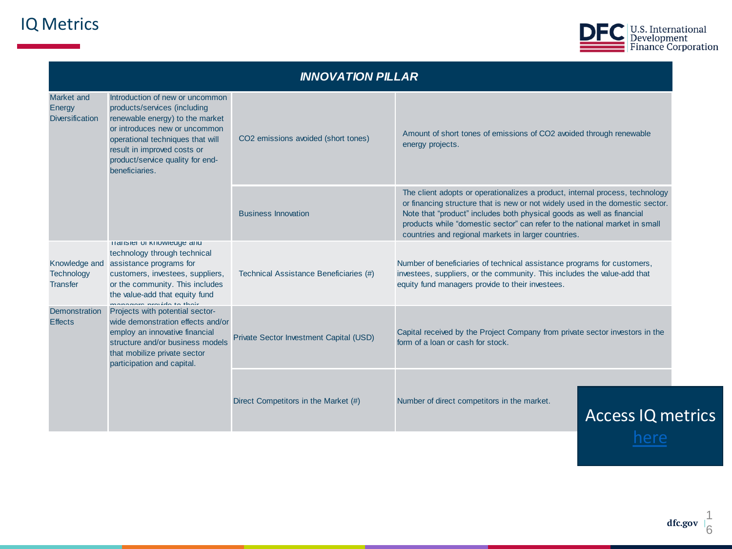# IQ Metrics

| INNOVATION PILLAR | | | |
|---|---|---|---|
| Market and Energy Diversification | Introduction of new or uncommon products/services (including renewable energy) to the market or introduces new or uncommon operational techniques that will result in improved costs or product/service quality for end-beneficiaries. | $CO_2$ emissions avoided (short tones) | Amount of short tones of emissions of $CO_2$ avoided through renewable energy projects. |
| | | Business Innovation | The client adopts or operationalizes a product, internal process, technology or financing structure that is new or not widely used in the domestic sector. Note that "product" includes both physical goods as well as financial products while "domestic sector" can refer to the national market in small countries and regional markets in larger countries. |
| Knowledge and Technology Transfer | Transfer of knowledge and technology through technical assistance programs for customers, investees, suppliers, or the community. This includes the value-add that equity fund managers provide to their | Technical Assistance Beneficiaries (#) | Number of beneficiaries of technical assistance programs for customers, investees, suppliers, or the community. This includes the value-add that equity fund managers provide to their investees. |
| Demonstration Effects | Projects with potential sector-wide demonstration effects and/or employ an innovative financial structure and/or business models that mobilize private sector participation and capital. | Private Sector Investment Capital (USD) | Capital received by the Project Company from private sector investors in the form of a loan or cash for stock. |
| | | Direct Competitors in the Market (#) | Number of direct competitors in the market. |

Access IQ metrics [here]()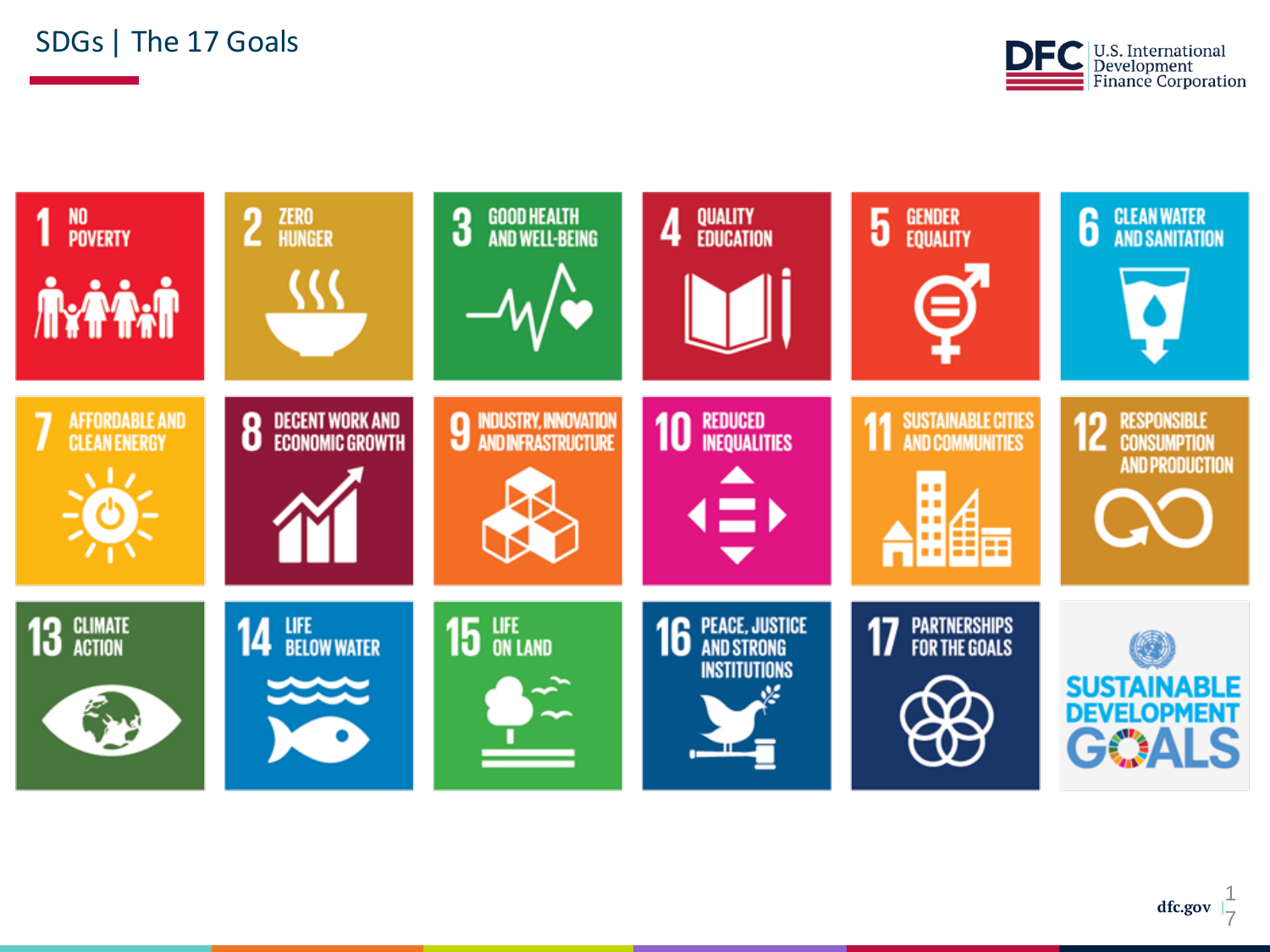# SDGs | The 17 Goals

1. NO POVERTY
2. ZERO HUNGER
3. GOOD HEALTH AND WELL-BEING
4. QUALITY EDUCATION
5. GENDER EQUALITY
6. CLEAN WATER AND SANITATION
7. AFFORDABLE AND CLEAN ENERGY
8. DECENT WORK AND ECONOMIC GROWTH
9. INDUSTRY, INNOVATION AND INFRASTRUCTURE
10. REDUCED INEQUALITIES
11. SUSTAINABLE CITIES AND COMMUNITIES
12. RESPONSIBLE CONSUMPTION AND PRODUCTION
13. CLIMATE ACTION
14. LIFE BELOW WATER
15. LIFE ON LAND
16. PEACE, JUSTICE AND STRONG INSTITUTIONS
17. PARTNERSHIPS FOR THE GOALS

SUSTAINABLE DEVELOPMENT GOALS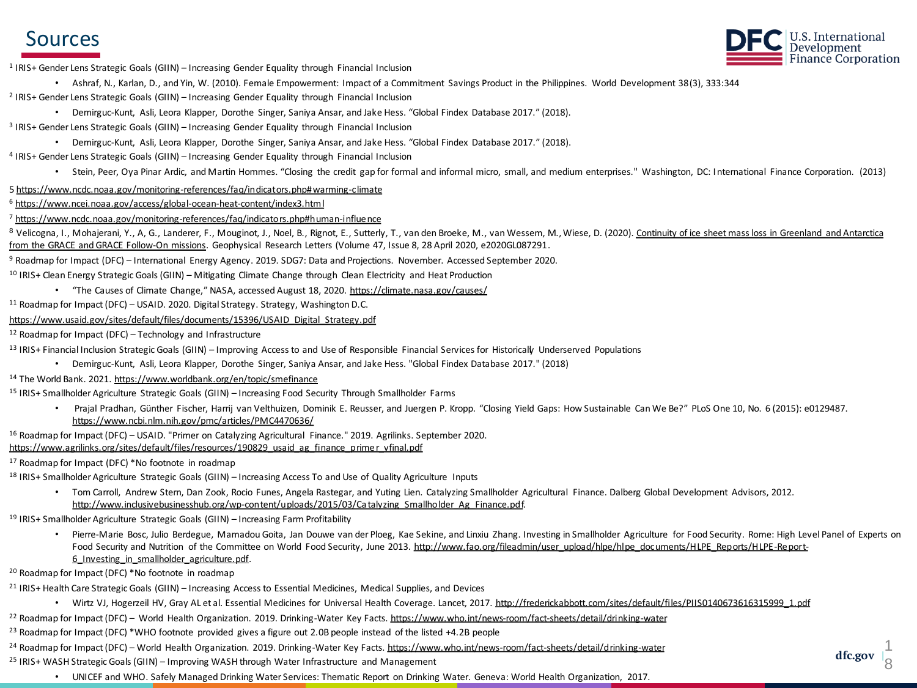# Sources

[1] IRIS+ Gender Lens Strategic Goals (GIIN) – Increasing Gender Equality through Financial Inclusion

- Ashraf, N., Karlan, D., and Yin, W. (2010). Female Empowerment: Impact of a Commitment Savings Product in the Philippines. World Development 38(3), 333:344

[2] IRIS+ Gender Lens Strategic Goals (GIIN) – Increasing Gender Equality through Financial Inclusion

- Demirguc-Kunt, Asli, Leora Klapper, Dorothe Singer, Saniya Ansar, and Jake Hess. "Global Findex Database 2017." (2018).

[3] IRIS+ Gender Lens Strategic Goals (GIIN) – Increasing Gender Equality through Financial Inclusion

- Demirguc-Kunt, Asli, Leora Klapper, Dorothe Singer, Saniya Ansar, and Jake Hess. "Global Findex Database 2017." (2018).

[4] IRIS+ Gender Lens Strategic Goals (GIIN) – Increasing Gender Equality through Financial Inclusion

- Stein, Peer, Oya Pinar Ardic, and Martin Hommes. "Closing the credit gap for formal and informal micro, small, and medium enterprises." Washington, DC: International Finance Corporation. (2013)

5 https://www.ncdc.noaa.gov/monitoring-references/faq/indicators.php#warming-climate

[6] https://www.ncei.noaa.gov/access/global-ocean-heat-content/index3.html

[7] https://www.ncdc.noaa.gov/monitoring-references/faq/indicators.php#human-influence

[8] Velicogna, I., Mohajerani, Y., A, G., Landerer, F., Mouginot, J., Noel, B., Rignot, E., Sutterly, T., van den Broeke, M., van Wessem, M., Wiese, D. (2020). Continuity of ice sheet mass loss in Greenland and Antarctica from the GRACE and GRACE Follow-On missions. Geophysical Research Letters (Volume 47, Issue 8, 28 April 2020, e2020GL087291.

[9] Roadmap for Impact (DFC) – International Energy Agency. 2019. SDG7: Data and Projections. November. Accessed September 2020.

[10] IRIS+ Clean Energy Strategic Goals (GIIN) – Mitigating Climate Change through Clean Electricity and Heat Production

- "The Causes of Climate Change," NASA, accessed August 18, 2020. https://climate.nasa.gov/causes/

[11] Roadmap for Impact (DFC) – USAID. 2020. Digital Strategy. Strategy, Washington D.C.
https://www.usaid.gov/sites/default/files/documents/15396/USAID_Digital_Strategy.pdf

[12] Roadmap for Impact (DFC) – Technology and Infrastructure

[13] IRIS+ Financial Inclusion Strategic Goals (GIIN) – Improving Access to and Use of Responsible Financial Services for Historically Underserved Populations

- Demirguc-Kunt, Asli, Leora Klapper, Dorothe Singer, Saniya Ansar, and Jake Hess. "Global Findex Database 2017." (2018)

[14] The World Bank. 2021. https://www.worldbank.org/en/topic/smefinance

[15] IRIS+ Smallholder Agriculture Strategic Goals (GIIN) – Increasing Food Security Through Smallholder Farms

- Prajal Pradhan, Günther Fischer, Harrij van Velthuizen, Dominik E. Reusser, and Juergen P. Kropp. "Closing Yield Gaps: How Sustainable Can We Be?" PLoS One 10, No. 6 (2015): e0129487. https://www.ncbi.nlm.nih.gov/pmc/articles/PMC4470636/

[16] Roadmap for Impact (DFC) – USAID. "Primer on Catalyzing Agricultural Finance." 2019. Agrilinks. September 2020.
https://www.agrilinks.org/sites/default/files/resources/190829_usaid_ag_finance_primer_vfinal.pdf

[17] Roadmap for Impact (DFC) *No footnote in roadmap

[18] IRIS+ Smallholder Agriculture Strategic Goals (GIIN) – Increasing Access To and Use of Quality Agriculture Inputs

- Tom Carroll, Andrew Stern, Dan Zook, Rocio Funes, Angela Rastegar, and Yuting Lien. Catalyzing Smallholder Agricultural Finance. Dalberg Global Development Advisors, 2012. http://www.inclusivebusinesshub.org/wp-content/uploads/2015/03/Catalyzing_Smallholder_Ag_Finance.pdf.

[19] IRIS+ Smallholder Agriculture Strategic Goals (GIIN) – Increasing Farm Profitability

- Pierre-Marie Bosc, Julio Berdegue, Mamadou Goita, Jan Douwe van der Ploeg, Kae Sekine, and Linxiu Zhang. Investing in Smallholder Agriculture for Food Security. Rome: High Level Panel of Experts on Food Security and Nutrition of the Committee on World Food Security, June 2013. http://www.fao.org/fileadmin/user_upload/hlpe/hlpe_documents/HLPE_Reports/HLPE-Report-6_Investing_in_smallholder_agriculture.pdf.

[20] Roadmap for Impact (DFC) *No footnote in roadmap

[21] IRIS+ Health Care Strategic Goals (GIIN) – Increasing Access to Essential Medicines, Medical Supplies, and Devices

- Wirtz VJ, Hogerzeil HV, Gray AL et al. Essential Medicines for Universal Health Coverage. Lancet, 2017. http://frederickabbott.com/sites/default/files/PIIS0140673616315999_1.pdf

[22] Roadmap for Impact (DFC) – World Health Organization. 2019. Drinking-Water Key Facts. https://www.who.int/news-room/fact-sheets/detail/drinking-water

[23] Roadmap for Impact (DFC) *WHO footnote provided gives a figure out 2.0B people instead of the listed +4.2B people

[24] Roadmap for Impact (DFC) – World Health Organization. 2019. Drinking-Water Key Facts. https://www.who.int/news-room/fact-sheets/detail/drinking-water

[25] IRIS+ WASH Strategic Goals (GIIN) – Improving WASH through Water Infrastructure and Management

- UNICEF and WHO. Safely Managed Drinking Water Services: Thematic Report on Drinking Water. Geneva: World Health Organization, 2017.